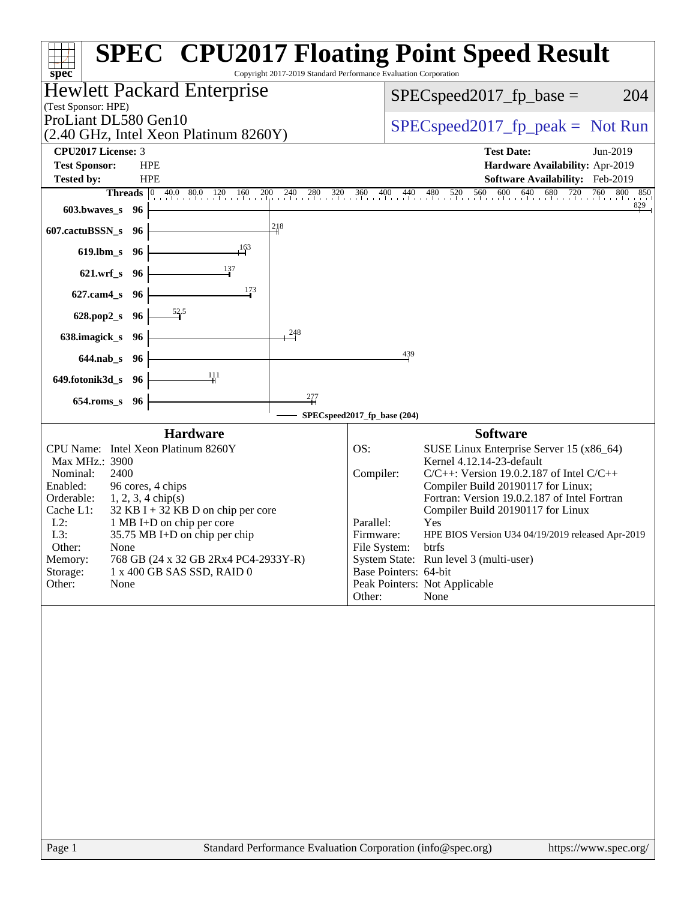# SPEC® CPU2017 Floating Point Speed Result

Copyright 2017-2019 Standard Performance Evaluation Corporation

**Hewlett Packard Enterprise**
(Test Sponsor: HPE)

ProLiant DL580 Gen10
(2.40 GHz, Intel Xeon Platinum 8260Y)

SPECspeed2017_fp_base = 204

SPECspeed2017_fp_peak = Not Run

| | | | |
|---|---|---|---|
| **CPU2017 License:** | 3 | **Test Date:** | Jun-2019 |
| **Test Sponsor:** | HPE | **Hardware Availability:** | Apr-2019 |
| **Tested by:** | HPE | **Software Availability:** | Feb-2019 |

| Benchmark | Threads | Base |
|---|---|---|
| 603.bwaves_s | 96 | 829 |
| 607.cactuBSSN_s | 96 | 218 |
| 619.lbm_s | 96 | 163 |
| 621.wrf_s | 96 | 137 |
| 627.cam4_s | 96 | 173 |
| 628.pop2_s | 96 | 52.5 |
| 638.imagick_s | 96 | 248 |
| 644.nab_s | 96 | 439 |
| 649.fotonik3d_s | 96 | 111 |
| 654.roms_s | 96 | 277 |

SPECspeed2017_fp_base (204)

## Hardware

| | |
|---|---|
| CPU Name: | Intel Xeon Platinum 8260Y |
| Max MHz.: | 3900 |
| Nominal: | 2400 |
| Enabled: | 96 cores, 4 chips |
| Orderable: | 1, 2, 3, 4 chip(s) |
| Cache L1: | 32 KB I + 32 KB D on chip per core |
| L2: | 1 MB I+D on chip per core |
| L3: | 35.75 MB I+D on chip per chip |
| Other: | None |
| Memory: | 768 GB (24 x 32 GB 2Rx4 PC4-2933Y-R) |
| Storage: | 1 x 400 GB SAS SSD, RAID 0 |
| Other: | None |

## Software

| | |
|---|---|
| OS: | SUSE Linux Enterprise Server 15 (x86_64) Kernel 4.12.14-23-default |
| Compiler: | C/C++: Version 19.0.2.187 of Intel C/C++ Compiler Build 20190117 for Linux; Fortran: Version 19.0.2.187 of Intel Fortran Compiler Build 20190117 for Linux |
| Parallel: | Yes |
| Firmware: | HPE BIOS Version U34 04/19/2019 released Apr-2019 |
| File System: | btrfs |
| System State: | Run level 3 (multi-user) |
| Base Pointers: | 64-bit |
| Peak Pointers: | Not Applicable |
| Other: | None |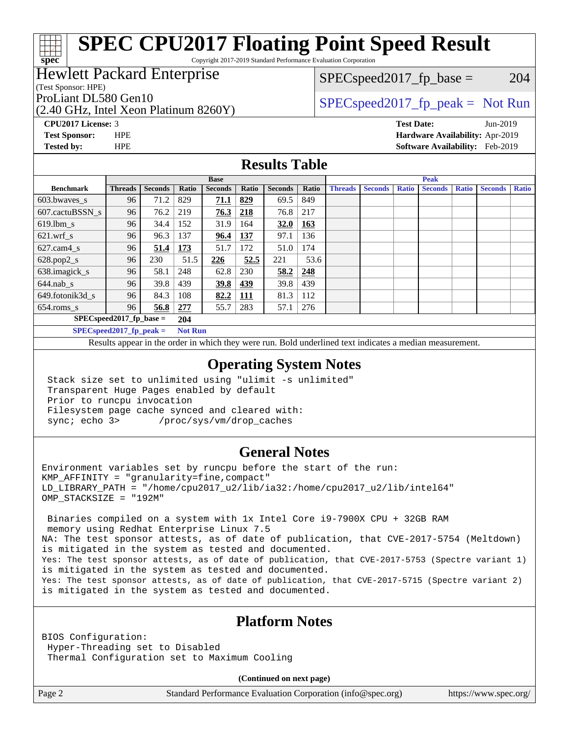# SPEC CPU2017 Floating Point Speed Result

Copyright 2017-2019 Standard Performance Evaluation Corporation

**Hewlett Packard Enterprise**
(Test Sponsor: HPE)
ProLiant DL580 Gen10
(2.40 GHz, Intel Xeon Platinum 8260Y)

SPECspeed2017_fp_base = 204

SPECspeed2017_fp_peak = Not Run

**CPU2017 License:** 3
**Test Sponsor:** HPE
**Tested by:** HPE

**Test Date:** Jun-2019
**Hardware Availability:** Apr-2019
**Software Availability:** Feb-2019

## Results Table

| | Base | | | | | | | Peak | | | | | | |
|---|---|---|---|---|---|---|---|---|---|---|---|---|---|---|
| **Benchmark** | **Threads** | **Seconds** | **Ratio** | **Seconds** | **Ratio** | **Seconds** | **Ratio** | **Threads** | **Seconds** | **Ratio** | **Seconds** | **Ratio** | **Seconds** | **Ratio** |
| 603.bwaves_s | 96 | 71.2 | 829 | **71.1** | **829** | 69.5 | 849 | | | | | | | |
| 607.cactuBSSN_s | 96 | 76.2 | 219 | **76.3** | **218** | 76.8 | 217 | | | | | | | |
| 619.lbm_s | 96 | 34.4 | 152 | 31.9 | 164 | **32.0** | **163** | | | | | | | |
| 621.wrf_s | 96 | 96.3 | 137 | **96.4** | **137** | 97.1 | 136 | | | | | | | |
| 627.cam4_s | 96 | **51.4** | **173** | 51.7 | 172 | 51.0 | 174 | | | | | | | |
| 628.pop2_s | 96 | 230 | 51.5 | **226** | **52.5** | 221 | 53.6 | | | | | | | |
| 638.imagick_s | 96 | 58.1 | 248 | 62.8 | 230 | **58.2** | **248** | | | | | | | |
| 644.nab_s | 96 | 39.8 | 439 | **39.8** | **439** | 39.8 | 439 | | | | | | | |
| 649.fotonik3d_s | 96 | 84.3 | 108 | **82.2** | **111** | 81.3 | 112 | | | | | | | |
| 654.roms_s | 96 | **56.8** | **277** | 55.7 | 283 | 57.1 | 276 | | | | | | | |

**SPECspeed2017_fp_base =** **204**

**SPECspeed2017_fp_peak =** **Not Run**

Results appear in the order in which they were run. Bold underlined text indicates a median measurement.

## Operating System Notes

```
Stack size set to unlimited using "ulimit -s unlimited"
Transparent Huge Pages enabled by default
Prior to runcpu invocation
Filesystem page cache synced and cleared with:
sync; echo 3>       /proc/sys/vm/drop_caches
```

## General Notes

```
Environment variables set by runcpu before the start of the run:
KMP_AFFINITY = "granularity=fine,compact"
LD_LIBRARY_PATH = "/home/cpu2017_u2/lib/ia32:/home/cpu2017_u2/lib/intel64"
OMP_STACKSIZE = "192M"

 Binaries compiled on a system with 1x Intel Core i9-7900X CPU + 32GB RAM
 memory using Redhat Enterprise Linux 7.5
NA: The test sponsor attests, as of date of publication, that CVE-2017-5754 (Meltdown)
is mitigated in the system as tested and documented.
Yes: The test sponsor attests, as of date of publication, that CVE-2017-5753 (Spectre variant 1)
is mitigated in the system as tested and documented.
Yes: The test sponsor attests, as of date of publication, that CVE-2017-5715 (Spectre variant 2)
is mitigated in the system as tested and documented.
```

## Platform Notes

```
BIOS Configuration:
 Hyper-Threading set to Disabled
 Thermal Configuration set to Maximum Cooling
```

**(Continued on next page)**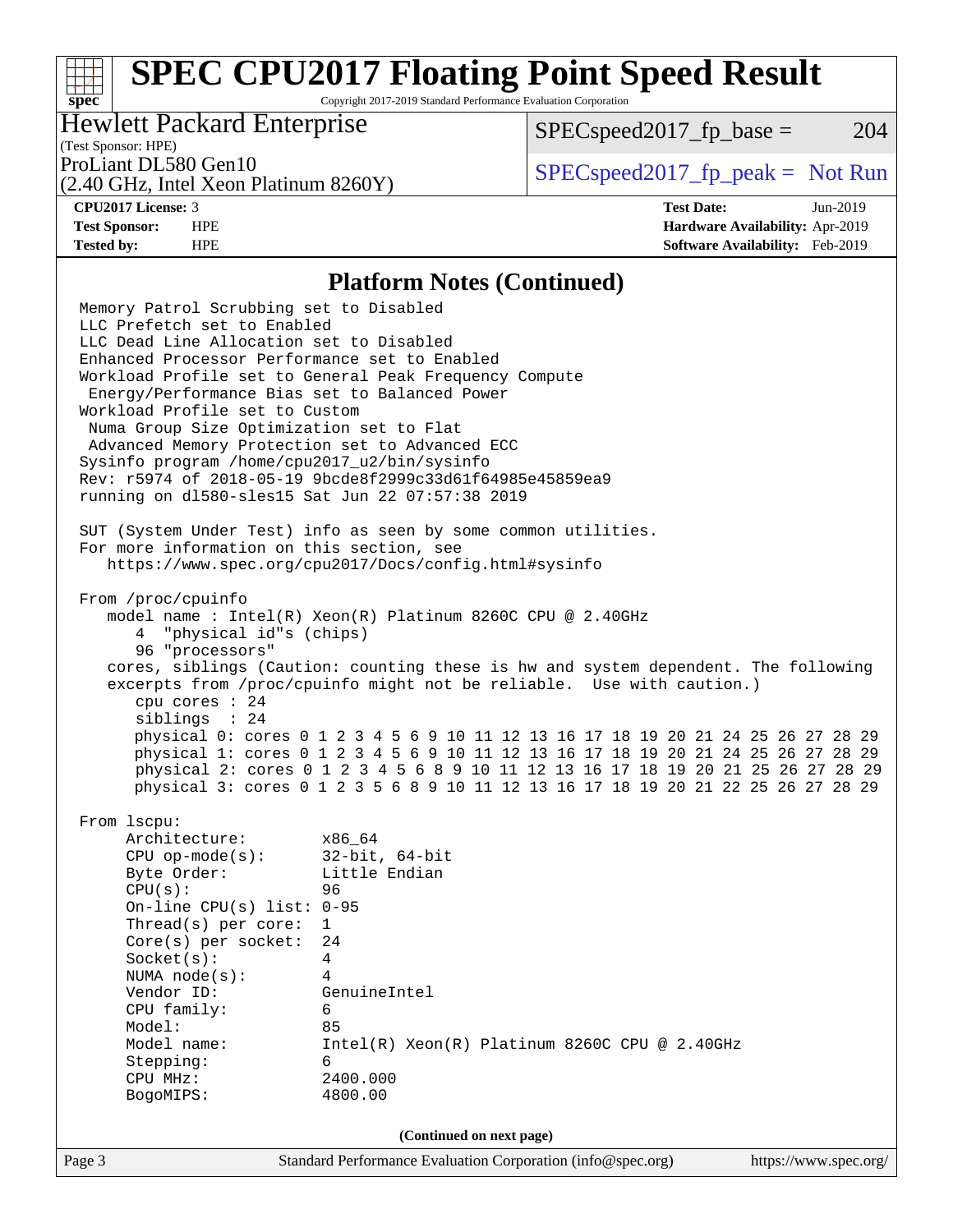## Platform Notes (Continued)

```
Memory Patrol Scrubbing set to Disabled
LLC Prefetch set to Enabled
LLC Dead Line Allocation set to Disabled
Enhanced Processor Performance set to Enabled
Workload Profile set to General Peak Frequency Compute
 Energy/Performance Bias set to Balanced Power
Workload Profile set to Custom
 Numa Group Size Optimization set to Flat
 Advanced Memory Protection set to Advanced ECC
Sysinfo program /home/cpu2017_u2/bin/sysinfo
Rev: r5974 of 2018-05-19 9bcde8f2999c33d61f64985e45859ea9
running on dl580-sles15 Sat Jun 22 07:57:38 2019

SUT (System Under Test) info as seen by some common utilities.
For more information on this section, see
   https://www.spec.org/cpu2017/Docs/config.html#sysinfo

From /proc/cpuinfo
   model name : Intel(R) Xeon(R) Platinum 8260C CPU @ 2.40GHz
      4  "physical id"s (chips)
      96 "processors"
   cores, siblings (Caution: counting these is hw and system dependent. The following
   excerpts from /proc/cpuinfo might not be reliable.  Use with caution.)
      cpu cores : 24
      siblings  : 24
      physical 0: cores 0 1 2 3 4 5 6 9 10 11 12 13 16 17 18 19 20 21 24 25 26 27 28 29
      physical 1: cores 0 1 2 3 4 5 6 9 10 11 12 13 16 17 18 19 20 21 24 25 26 27 28 29
      physical 2: cores 0 1 2 3 4 5 6 8 9 10 11 12 13 16 17 18 19 20 21 25 26 27 28 29
      physical 3: cores 0 1 2 3 5 6 8 9 10 11 12 13 16 17 18 19 20 21 22 25 26 27 28 29

From lscpu:
     Architecture:          x86_64
     CPU op-mode(s):        32-bit, 64-bit
     Byte Order:            Little Endian
     CPU(s):                96
     On-line CPU(s) list: 0-95
     Thread(s) per core:    1
     Core(s) per socket:    24
     Socket(s):             4
     NUMA node(s):          4
     Vendor ID:             GenuineIntel
     CPU family:            6
     Model:                 85
     Model name:            Intel(R) Xeon(R) Platinum 8260C CPU @ 2.40GHz
     Stepping:              6
     CPU MHz:               2400.000
     BogoMIPS:              4800.00
```

**(Continued on next page)**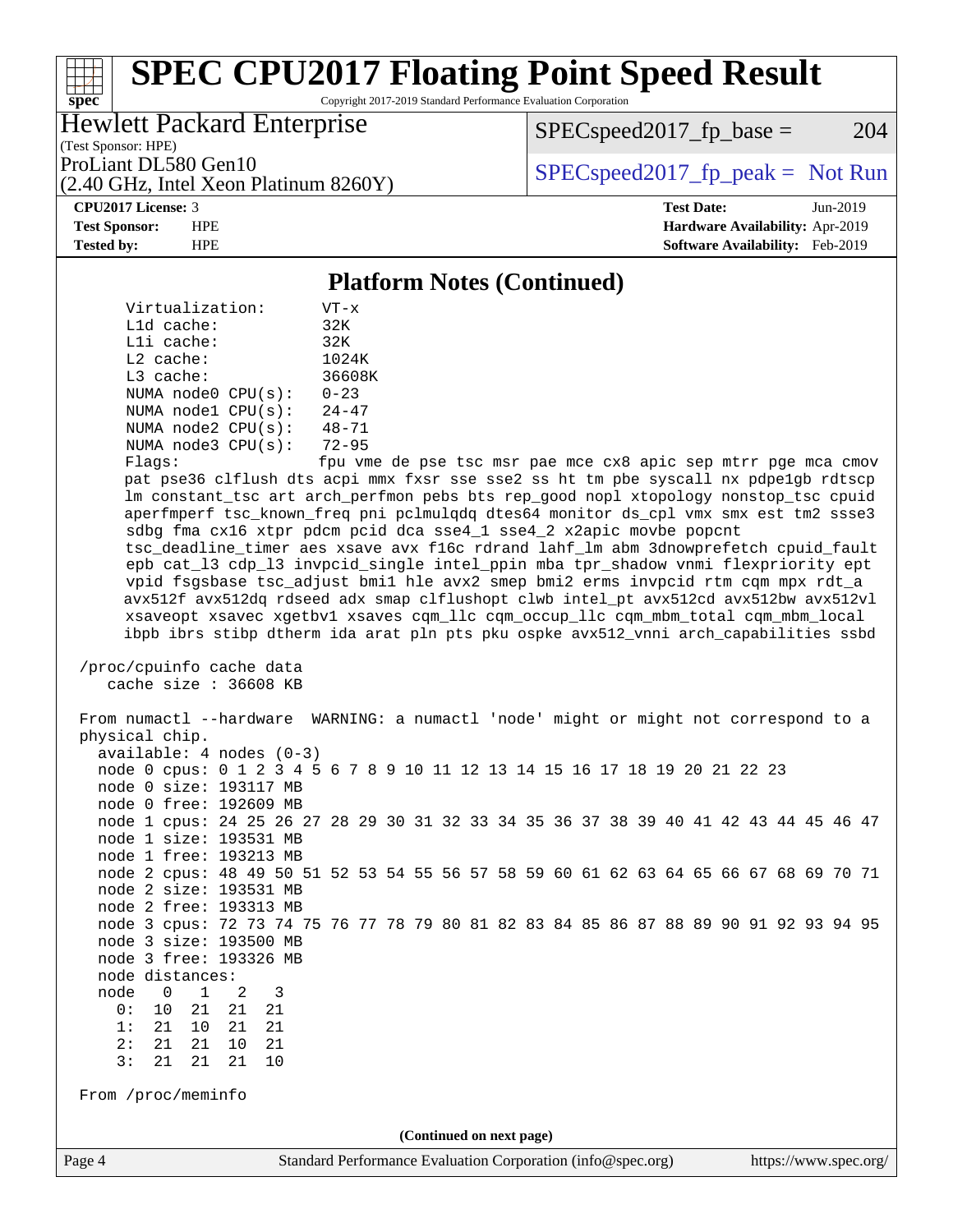## Platform Notes (Continued)

```
     Virtualization:       VT-x
     L1d cache:            32K
     L1i cache:            32K
     L2 cache:             1024K
     L3 cache:             36608K
     NUMA node0 CPU(s):    0-23
     NUMA node1 CPU(s):    24-47
     NUMA node2 CPU(s):    48-71
     NUMA node3 CPU(s):    72-95
     Flags:                fpu vme de pse tsc msr pae mce cx8 apic sep mtrr pge mca cmov
     pat pse36 clflush dts acpi mmx fxsr sse sse2 ss ht tm pbe syscall nx pdpe1gb rdtscp
     lm constant_tsc art arch_perfmon pebs bts rep_good nopl xtopology nonstop_tsc cpuid
     aperfmperf tsc_known_freq pni pclmulqdq dtes64 monitor ds_cpl vmx smx est tm2 ssse3
     sdbg fma cx16 xtpr pdcm pcid dca sse4_1 sse4_2 x2apic movbe popcnt
     tsc_deadline_timer aes xsave avx f16c rdrand lahf_lm abm 3dnowprefetch cpuid_fault
     epb cat_l3 cdp_l3 invpcid_single intel_ppin mba tpr_shadow vnmi flexpriority ept
     vpid fsgsbase tsc_adjust bmi1 hle avx2 smep bmi2 erms invpcid rtm cqm mpx rdt_a
     avx512f avx512dq rdseed adx smap clflushopt clwb intel_pt avx512cd avx512bw avx512vl
     xsaveopt xsavec xgetbv1 xsaves cqm_llc cqm_occup_llc cqm_mbm_total cqm_mbm_local
     ibpb ibrs stibp dtherm ida arat pln pts pku ospke avx512_vnni arch_capabilities ssbd

 /proc/cpuinfo cache data
    cache size : 36608 KB

 From numactl --hardware  WARNING: a numactl 'node' might or might not correspond to a
 physical chip.
   available: 4 nodes (0-3)
   node 0 cpus: 0 1 2 3 4 5 6 7 8 9 10 11 12 13 14 15 16 17 18 19 20 21 22 23
   node 0 size: 193117 MB
   node 0 free: 192609 MB
   node 1 cpus: 24 25 26 27 28 29 30 31 32 33 34 35 36 37 38 39 40 41 42 43 44 45 46 47
   node 1 size: 193531 MB
   node 1 free: 193213 MB
   node 2 cpus: 48 49 50 51 52 53 54 55 56 57 58 59 60 61 62 63 64 65 66 67 68 69 70 71
   node 2 size: 193531 MB
   node 2 free: 193313 MB
   node 3 cpus: 72 73 74 75 76 77 78 79 80 81 82 83 84 85 86 87 88 89 90 91 92 93 94 95
   node 3 size: 193500 MB
   node 3 free: 193326 MB
   node distances:
   node   0   1   2   3
     0:  10  21  21  21
     1:  21  10  21  21
     2:  21  21  10  21
     3:  21  21  21  10

 From /proc/meminfo
```

(Continued on next page)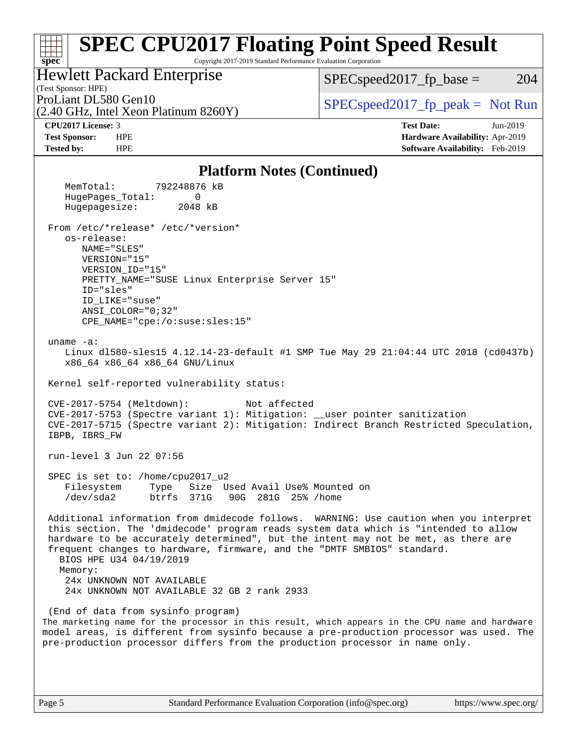# SPEC CPU2017 Floating Point Speed Result

Copyright 2017-2019 Standard Performance Evaluation Corporation

**Hewlett Packard Enterprise**
(Test Sponsor: HPE)

ProLiant DL580 Gen10
(2.40 GHz, Intel Xeon Platinum 8260Y)

SPECspeed2017_fp_base = 204

SPECspeed2017_fp_peak = Not Run

| | | | |
|---|---|---|---|
| **CPU2017 License:** | 3 | **Test Date:** | Jun-2019 |
| **Test Sponsor:** | HPE | **Hardware Availability:** | Apr-2019 |
| **Tested by:** | HPE | **Software Availability:** | Feb-2019 |

## Platform Notes (Continued)

```
    MemTotal:       792248876 kB
    HugePages_Total:       0
    Hugepagesize:       2048 kB

 From /etc/*release* /etc/*version*
    os-release:
       NAME="SLES"
       VERSION="15"
       VERSION_ID="15"
       PRETTY_NAME="SUSE Linux Enterprise Server 15"
       ID="sles"
       ID_LIKE="suse"
       ANSI_COLOR="0;32"
       CPE_NAME="cpe:/o:suse:sles:15"

 uname -a:
    Linux dl580-sles15 4.12.14-23-default #1 SMP Tue May 29 21:04:44 UTC 2018 (cd0437b)
    x86_64 x86_64 x86_64 GNU/Linux

 Kernel self-reported vulnerability status:

 CVE-2017-5754 (Meltdown):          Not affected
 CVE-2017-5753 (Spectre variant 1): Mitigation: __user pointer sanitization
 CVE-2017-5715 (Spectre variant 2): Mitigation: Indirect Branch Restricted Speculation,
 IBPB, IBRS_FW

 run-level 3 Jun 22 07:56

 SPEC is set to: /home/cpu2017_u2
    Filesystem     Type   Size  Used Avail Use% Mounted on
    /dev/sda2      btrfs  371G   90G  281G  25% /home

 Additional information from dmidecode follows.  WARNING: Use caution when you interpret
 this section. The 'dmidecode' program reads system data which is "intended to allow
 hardware to be accurately determined", but the intent may not be met, as there are
 frequent changes to hardware, firmware, and the "DMTF SMBIOS" standard.
   BIOS HPE U34 04/19/2019
   Memory:
    24x UNKNOWN NOT AVAILABLE
    24x UNKNOWN NOT AVAILABLE 32 GB 2 rank 2933

 (End of data from sysinfo program)
```

The marketing name for the processor in this result, which appears in the CPU name and hardware model areas, is different from sysinfo because a pre-production processor was used. The pre-production processor differs from the production processor in name only.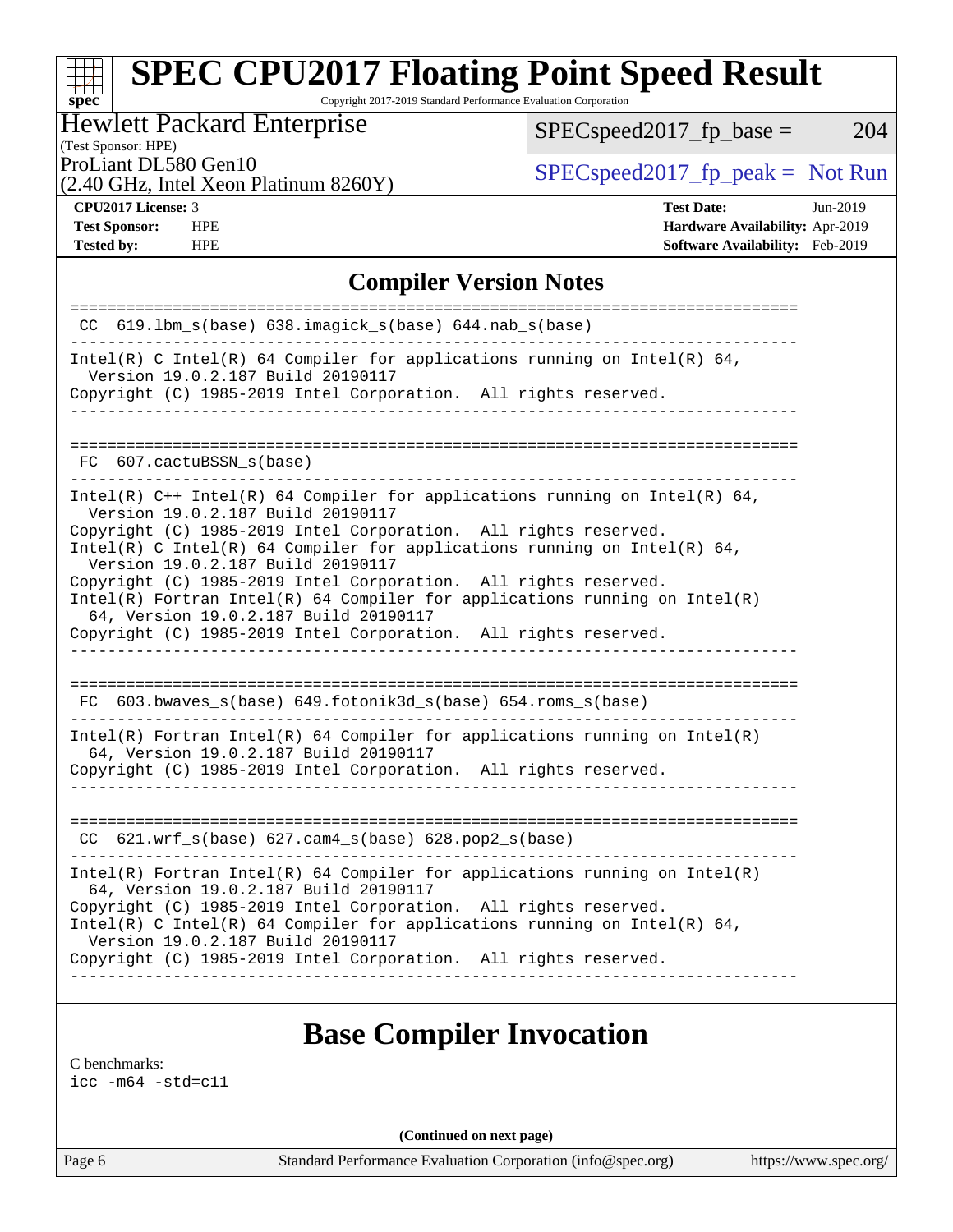# SPEC CPU2017 Floating Point Speed Result

Copyright 2017-2019 Standard Performance Evaluation Corporation

**Hewlett Packard Enterprise**
(Test Sponsor: HPE)
ProLiant DL580 Gen10
(2.40 GHz, Intel Xeon Platinum 8260Y)

SPECspeed2017_fp_base = 204

SPECspeed2017_fp_peak = Not Run

**CPU2017 License:** 3
**Test Sponsor:** HPE
**Tested by:** HPE

**Test Date:** Jun-2019
**Hardware Availability:** Apr-2019
**Software Availability:** Feb-2019

## Compiler Version Notes

```
==============================================================================
 CC  619.lbm_s(base) 638.imagick_s(base) 644.nab_s(base)
------------------------------------------------------------------------------
Intel(R) C Intel(R) 64 Compiler for applications running on Intel(R) 64,
  Version 19.0.2.187 Build 20190117
Copyright (C) 1985-2019 Intel Corporation.  All rights reserved.
------------------------------------------------------------------------------

==============================================================================
 FC  607.cactuBSSN_s(base)
------------------------------------------------------------------------------
Intel(R) C++ Intel(R) 64 Compiler for applications running on Intel(R) 64,
  Version 19.0.2.187 Build 20190117
Copyright (C) 1985-2019 Intel Corporation.  All rights reserved.
Intel(R) C Intel(R) 64 Compiler for applications running on Intel(R) 64,
  Version 19.0.2.187 Build 20190117
Copyright (C) 1985-2019 Intel Corporation.  All rights reserved.
Intel(R) Fortran Intel(R) 64 Compiler for applications running on Intel(R)
  64, Version 19.0.2.187 Build 20190117
Copyright (C) 1985-2019 Intel Corporation.  All rights reserved.
------------------------------------------------------------------------------

==============================================================================
 FC  603.bwaves_s(base) 649.fotonik3d_s(base) 654.roms_s(base)
------------------------------------------------------------------------------
Intel(R) Fortran Intel(R) 64 Compiler for applications running on Intel(R)
  64, Version 19.0.2.187 Build 20190117
Copyright (C) 1985-2019 Intel Corporation.  All rights reserved.
------------------------------------------------------------------------------

==============================================================================
 CC  621.wrf_s(base) 627.cam4_s(base) 628.pop2_s(base)
------------------------------------------------------------------------------
Intel(R) Fortran Intel(R) 64 Compiler for applications running on Intel(R)
  64, Version 19.0.2.187 Build 20190117
Copyright (C) 1985-2019 Intel Corporation.  All rights reserved.
Intel(R) C Intel(R) 64 Compiler for applications running on Intel(R) 64,
  Version 19.0.2.187 Build 20190117
Copyright (C) 1985-2019 Intel Corporation.  All rights reserved.
------------------------------------------------------------------------------
```

## Base Compiler Invocation

C benchmarks:
icc -m64 -std=c11

(Continued on next page)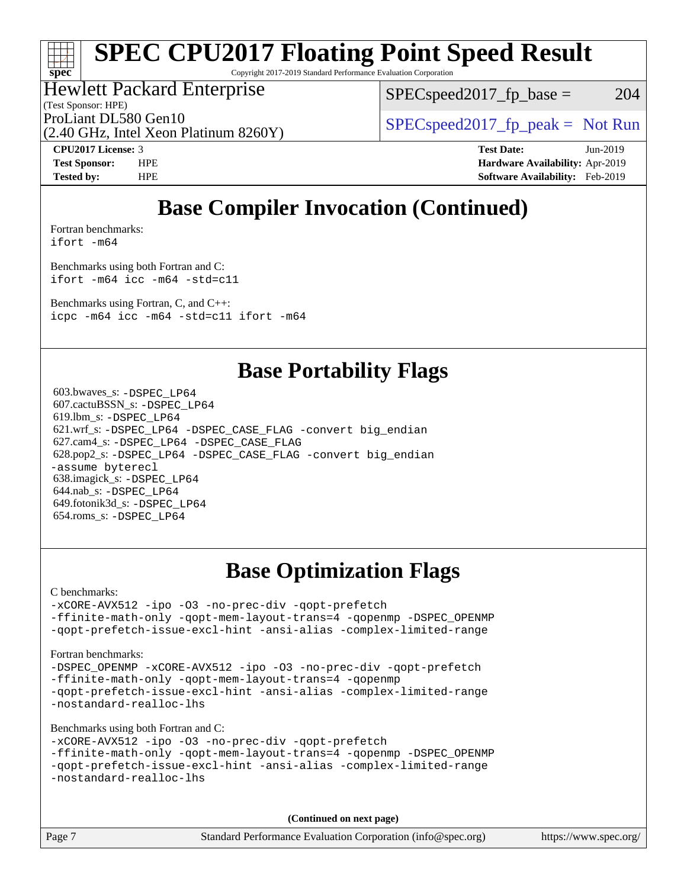# SPEC CPU2017 Floating Point Speed Result

Copyright 2017-2019 Standard Performance Evaluation Corporation

Hewlett Packard Enterprise
(Test Sponsor: HPE)
ProLiant DL580 Gen10
(2.40 GHz, Intel Xeon Platinum 8260Y)

SPECspeed2017_fp_base = 204

SPECspeed2017_fp_peak = Not Run

**CPU2017 License:** 3
**Test Sponsor:** HPE
**Tested by:** HPE

**Test Date:** Jun-2019
**Hardware Availability:** Apr-2019
**Software Availability:** Feb-2019

## Base Compiler Invocation (Continued)

Fortran benchmarks:
```
ifort -m64
```

Benchmarks using both Fortran and C:
```
ifort -m64 icc -m64 -std=c11
```

Benchmarks using Fortran, C, and C++:
```
icpc -m64 icc -m64 -std=c11 ifort -m64
```

## Base Portability Flags

603.bwaves_s: `-DSPEC_LP64`
607.cactuBSSN_s: `-DSPEC_LP64`
619.lbm_s: `-DSPEC_LP64`
621.wrf_s: `-DSPEC_LP64 -DSPEC_CASE_FLAG -convert big_endian`
627.cam4_s: `-DSPEC_LP64 -DSPEC_CASE_FLAG`
628.pop2_s: `-DSPEC_LP64 -DSPEC_CASE_FLAG -convert big_endian -assume byterecl`
638.imagick_s: `-DSPEC_LP64`
644.nab_s: `-DSPEC_LP64`
649.fotonik3d_s: `-DSPEC_LP64`
654.roms_s: `-DSPEC_LP64`

## Base Optimization Flags

C benchmarks:
```
-xCORE-AVX512 -ipo -O3 -no-prec-div -qopt-prefetch
-ffinite-math-only -qopt-mem-layout-trans=4 -qopenmp -DSPEC_OPENMP
-qopt-prefetch-issue-excl-hint -ansi-alias -complex-limited-range
```

Fortran benchmarks:
```
-DSPEC_OPENMP -xCORE-AVX512 -ipo -O3 -no-prec-div -qopt-prefetch
-ffinite-math-only -qopt-mem-layout-trans=4 -qopenmp
-qopt-prefetch-issue-excl-hint -ansi-alias -complex-limited-range
-nostandard-realloc-lhs
```

Benchmarks using both Fortran and C:
```
-xCORE-AVX512 -ipo -O3 -no-prec-div -qopt-prefetch
-ffinite-math-only -qopt-mem-layout-trans=4 -qopenmp -DSPEC_OPENMP
-qopt-prefetch-issue-excl-hint -ansi-alias -complex-limited-range
-nostandard-realloc-lhs
```

**(Continued on next page)**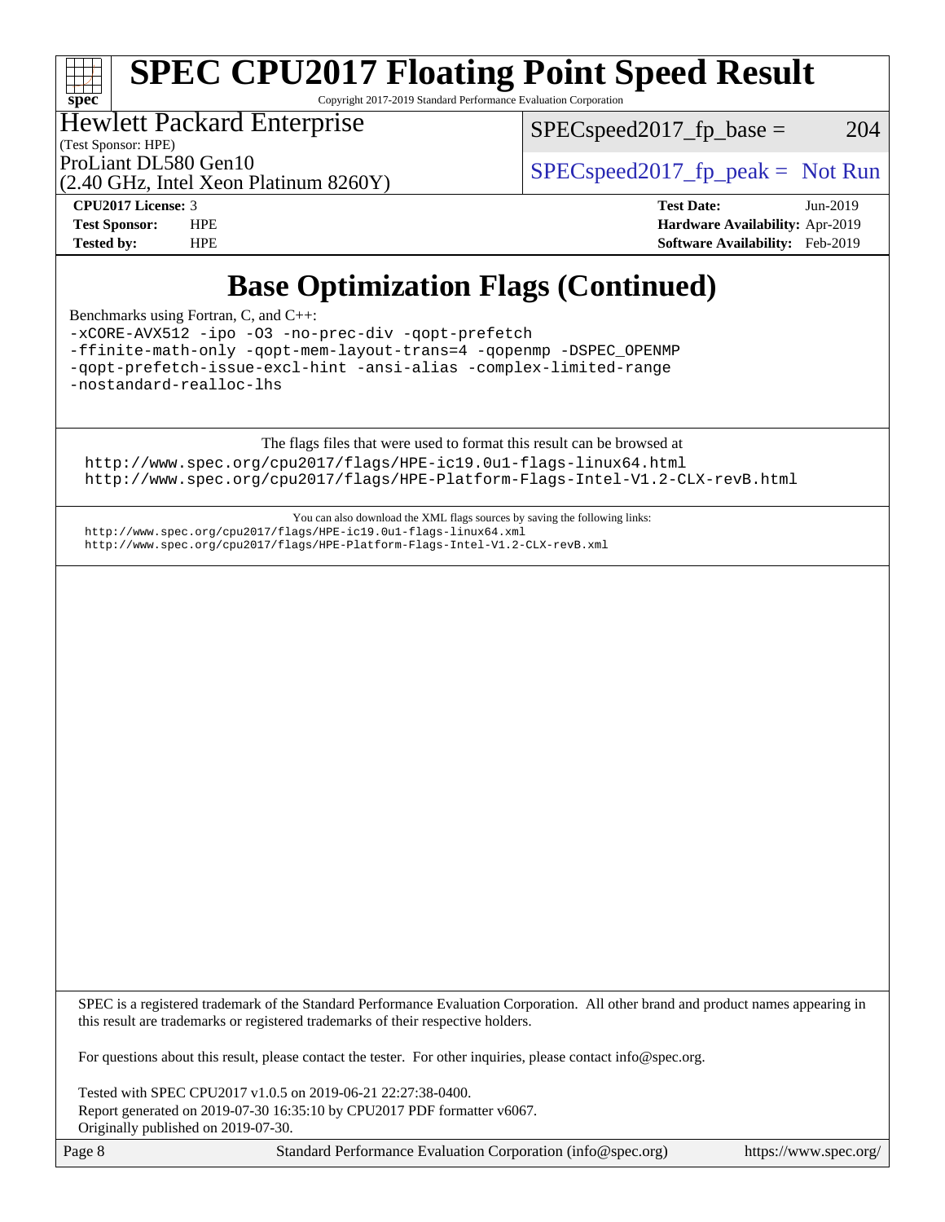# SPEC CPU2017 Floating Point Speed Result

Copyright 2017-2019 Standard Performance Evaluation Corporation

**Hewlett Packard Enterprise**
(Test Sponsor: HPE)
ProLiant DL580 Gen10
(2.40 GHz, Intel Xeon Platinum 8260Y)

SPECspeed2017_fp_base = 204

SPECspeed2017_fp_peak = Not Run

**CPU2017 License:** 3
**Test Sponsor:** HPE
**Tested by:** HPE

**Test Date:** Jun-2019
**Hardware Availability:** Apr-2019
**Software Availability:** Feb-2019

## Base Optimization Flags (Continued)

Benchmarks using Fortran, C, and C++:

```
-xCORE-AVX512 -ipo -O3 -no-prec-div -qopt-prefetch
-ffinite-math-only -qopt-mem-layout-trans=4 -qopenmp -DSPEC_OPENMP
-qopt-prefetch-issue-excl-hint -ansi-alias -complex-limited-range
-nostandard-realloc-lhs
```

The flags files that were used to format this result can be browsed at

http://www.spec.org/cpu2017/flags/HPE-ic19.0u1-flags-linux64.html
http://www.spec.org/cpu2017/flags/HPE-Platform-Flags-Intel-V1.2-CLX-revB.html

You can also download the XML flags sources by saving the following links:

http://www.spec.org/cpu2017/flags/HPE-ic19.0u1-flags-linux64.xml
http://www.spec.org/cpu2017/flags/HPE-Platform-Flags-Intel-V1.2-CLX-revB.xml

SPEC is a registered trademark of the Standard Performance Evaluation Corporation. All other brand and product names appearing in this result are trademarks or registered trademarks of their respective holders.

For questions about this result, please contact the tester. For other inquiries, please contact info@spec.org.

Tested with SPEC CPU2017 v1.0.5 on 2019-06-21 22:27:38-0400.
Report generated on 2019-07-30 16:35:10 by CPU2017 PDF formatter v6067.
Originally published on 2019-07-30.